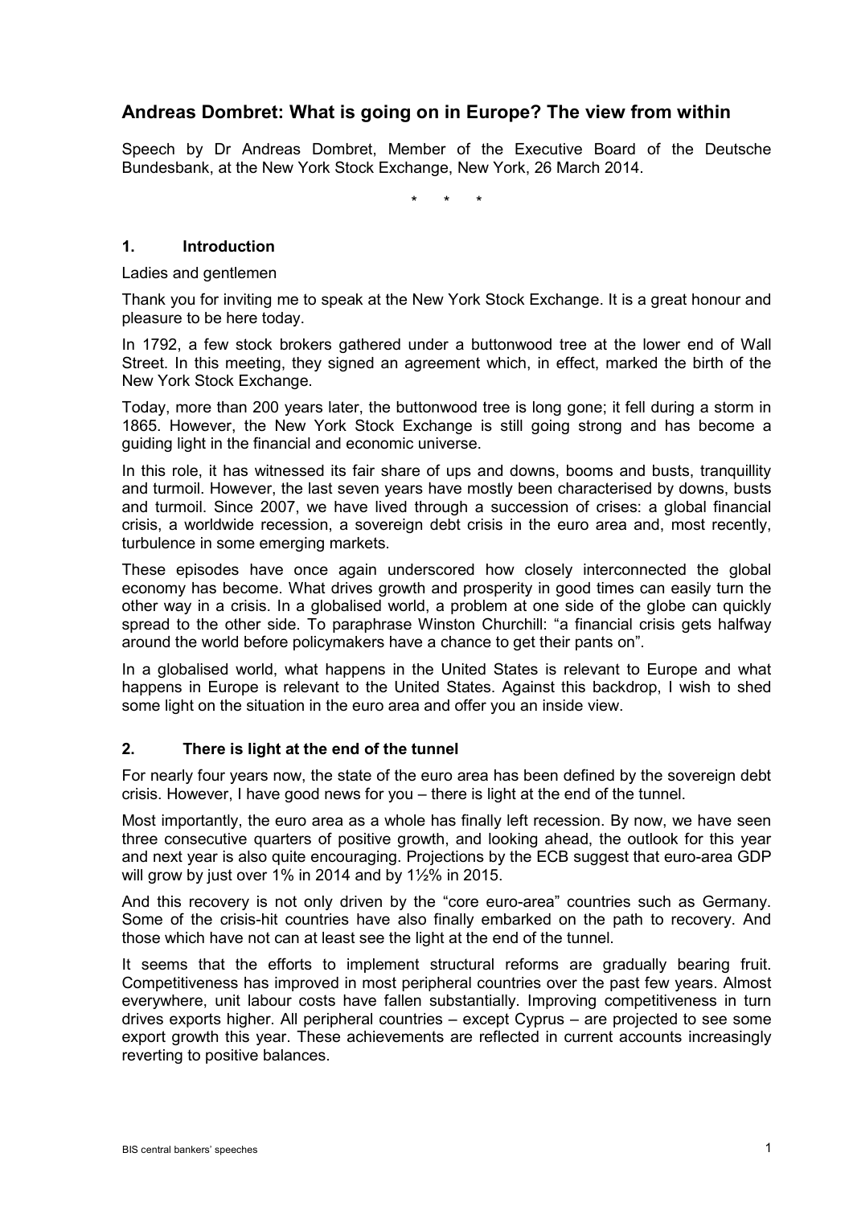# Andreas Dombret: What is going on in Europe? The view from within

Speech by Dr Andreas Dombret, Member of the Executive Board of the Deutsche Bundesbank, at the New York Stock Exchange, New York, 26 March 2014.

\* \* \*

## 1. Introduction

Ladies and gentlemen

Thank you for inviting me to speak at the New York Stock Exchange. It is a great honour and pleasure to be here today.

In 1792, a few stock brokers gathered under a buttonwood tree at the lower end of Wall Street. In this meeting, they signed an agreement which, in effect, marked the birth of the New York Stock Exchange.

Today, more than 200 years later, the buttonwood tree is long gone; it fell during a storm in 1865. However, the New York Stock Exchange is still going strong and has become a guiding light in the financial and economic universe.

In this role, it has witnessed its fair share of ups and downs, booms and busts, tranquillity and turmoil. However, the last seven years have mostly been characterised by downs, busts and turmoil. Since 2007, we have lived through a succession of crises: a global financial crisis, a worldwide recession, a sovereign debt crisis in the euro area and, most recently, turbulence in some emerging markets.

These episodes have once again underscored how closely interconnected the global economy has become. What drives growth and prosperity in good times can easily turn the other way in a crisis. In a globalised world, a problem at one side of the globe can quickly spread to the other side. To paraphrase Winston Churchill: "a financial crisis gets halfway around the world before policymakers have a chance to get their pants on".

In a globalised world, what happens in the United States is relevant to Europe and what happens in Europe is relevant to the United States. Against this backdrop, I wish to shed some light on the situation in the euro area and offer you an inside view.

## 2. There is light at the end of the tunnel

For nearly four years now, the state of the euro area has been defined by the sovereign debt crisis. However, I have good news for you – there is light at the end of the tunnel.

Most importantly, the euro area as a whole has finally left recession. By now, we have seen three consecutive quarters of positive growth, and looking ahead, the outlook for this year and next year is also quite encouraging. Projections by the ECB suggest that euro-area GDP will grow by just over 1% in 2014 and by 1½% in 2015.

And this recovery is not only driven by the "core euro-area" countries such as Germany. Some of the crisis-hit countries have also finally embarked on the path to recovery. And those which have not can at least see the light at the end of the tunnel.

It seems that the efforts to implement structural reforms are gradually bearing fruit. Competitiveness has improved in most peripheral countries over the past few years. Almost everywhere, unit labour costs have fallen substantially. Improving competitiveness in turn drives exports higher. All peripheral countries – except Cyprus – are projected to see some export growth this year. These achievements are reflected in current accounts increasingly reverting to positive balances.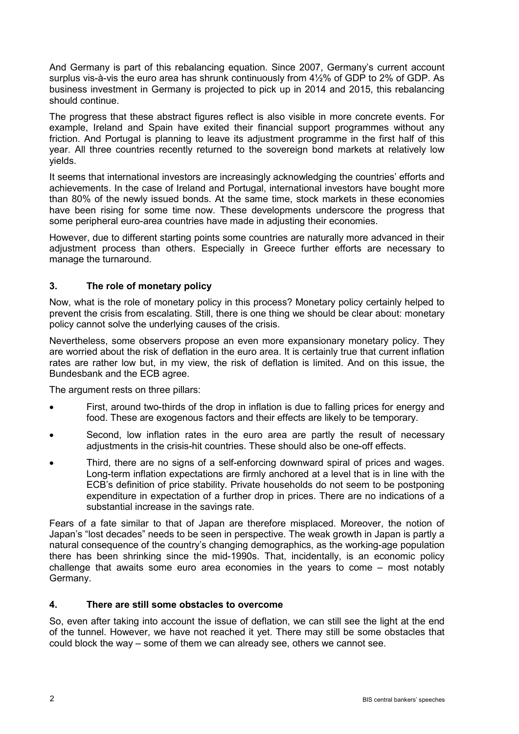And Germany is part of this rebalancing equation. Since 2007, Germany's current account surplus vis-à-vis the euro area has shrunk continuously from 4½% of GDP to 2% of GDP. As business investment in Germany is projected to pick up in 2014 and 2015, this rebalancing should continue.

The progress that these abstract figures reflect is also visible in more concrete events. For example, Ireland and Spain have exited their financial support programmes without any friction. And Portugal is planning to leave its adjustment programme in the first half of this year. All three countries recently returned to the sovereign bond markets at relatively low yields.

It seems that international investors are increasingly acknowledging the countries' efforts and achievements. In the case of Ireland and Portugal, international investors have bought more than 80% of the newly issued bonds. At the same time, stock markets in these economies have been rising for some time now. These developments underscore the progress that some peripheral euro-area countries have made in adjusting their economies.

However, due to different starting points some countries are naturally more advanced in their adjustment process than others. Especially in Greece further efforts are necessary to manage the turnaround.

## 3. The role of monetary policy

Now, what is the role of monetary policy in this process? Monetary policy certainly helped to prevent the crisis from escalating. Still, there is one thing we should be clear about: monetary policy cannot solve the underlying causes of the crisis.

Nevertheless, some observers propose an even more expansionary monetary policy. They are worried about the risk of deflation in the euro area. It is certainly true that current inflation rates are rather low but, in my view, the risk of deflation is limited. And on this issue, the Bundesbank and the ECB agree.

The argument rests on three pillars:

- First, around two-thirds of the drop in inflation is due to falling prices for energy and food. These are exogenous factors and their effects are likely to be temporary.
- Second, low inflation rates in the euro area are partly the result of necessary adjustments in the crisis-hit countries. These should also be one-off effects.
- Third, there are no signs of a self-enforcing downward spiral of prices and wages. Long-term inflation expectations are firmly anchored at a level that is in line with the ECB's definition of price stability. Private households do not seem to be postponing expenditure in expectation of a further drop in prices. There are no indications of a substantial increase in the savings rate.

Fears of a fate similar to that of Japan are therefore misplaced. Moreover, the notion of Japan's "lost decades" needs to be seen in perspective. The weak growth in Japan is partly a natural consequence of the country's changing demographics, as the working-age population there has been shrinking since the mid-1990s. That, incidentally, is an economic policy challenge that awaits some euro area economies in the years to come – most notably Germany.

## 4. There are still some obstacles to overcome

So, even after taking into account the issue of deflation, we can still see the light at the end of the tunnel. However, we have not reached it yet. There may still be some obstacles that could block the way – some of them we can already see, others we cannot see.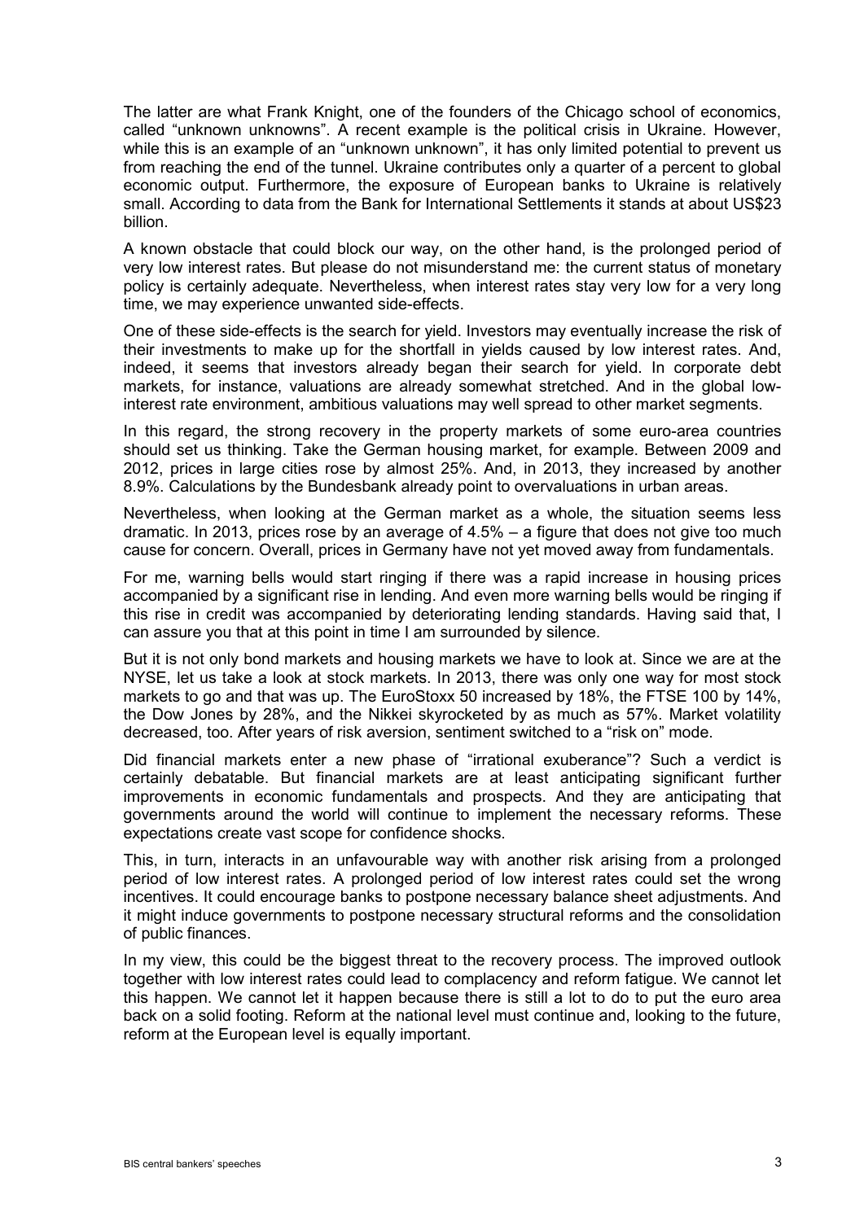The latter are what Frank Knight, one of the founders of the Chicago school of economics, called "unknown unknowns". A recent example is the political crisis in Ukraine. However, while this is an example of an "unknown unknown", it has only limited potential to prevent us from reaching the end of the tunnel. Ukraine contributes only a quarter of a percent to global economic output. Furthermore, the exposure of European banks to Ukraine is relatively small. According to data from the Bank for International Settlements it stands at about US$23 billion.

A known obstacle that could block our way, on the other hand, is the prolonged period of very low interest rates. But please do not misunderstand me: the current status of monetary policy is certainly adequate. Nevertheless, when interest rates stay very low for a very long time, we may experience unwanted side-effects.

One of these side-effects is the search for yield. Investors may eventually increase the risk of their investments to make up for the shortfall in yields caused by low interest rates. And, indeed, it seems that investors already began their search for yield. In corporate debt markets, for instance, valuations are already somewhat stretched. And in the global low-interest rate environment, ambitious valuations may well spread to other market segments.

In this regard, the strong recovery in the property markets of some euro-area countries should set us thinking. Take the German housing market, for example. Between 2009 and 2012, prices in large cities rose by almost 25%. And, in 2013, they increased by another 8.9%. Calculations by the Bundesbank already point to overvaluations in urban areas.

Nevertheless, when looking at the German market as a whole, the situation seems less dramatic. In 2013, prices rose by an average of 4.5% – a figure that does not give too much cause for concern. Overall, prices in Germany have not yet moved away from fundamentals.

For me, warning bells would start ringing if there was a rapid increase in housing prices accompanied by a significant rise in lending. And even more warning bells would be ringing if this rise in credit was accompanied by deteriorating lending standards. Having said that, I can assure you that at this point in time I am surrounded by silence.

But it is not only bond markets and housing markets we have to look at. Since we are at the NYSE, let us take a look at stock markets. In 2013, there was only one way for most stock markets to go and that was up. The EuroStoxx 50 increased by 18%, the FTSE 100 by 14%, the Dow Jones by 28%, and the Nikkei skyrocketed by as much as 57%. Market volatility decreased, too. After years of risk aversion, sentiment switched to a "risk on" mode.

Did financial markets enter a new phase of "irrational exuberance"? Such a verdict is certainly debatable. But financial markets are at least anticipating significant further improvements in economic fundamentals and prospects. And they are anticipating that governments around the world will continue to implement the necessary reforms. These expectations create vast scope for confidence shocks.

This, in turn, interacts in an unfavourable way with another risk arising from a prolonged period of low interest rates. A prolonged period of low interest rates could set the wrong incentives. It could encourage banks to postpone necessary balance sheet adjustments. And it might induce governments to postpone necessary structural reforms and the consolidation of public finances.

In my view, this could be the biggest threat to the recovery process. The improved outlook together with low interest rates could lead to complacency and reform fatigue. We cannot let this happen. We cannot let it happen because there is still a lot to do to put the euro area back on a solid footing. Reform at the national level must continue and, looking to the future, reform at the European level is equally important.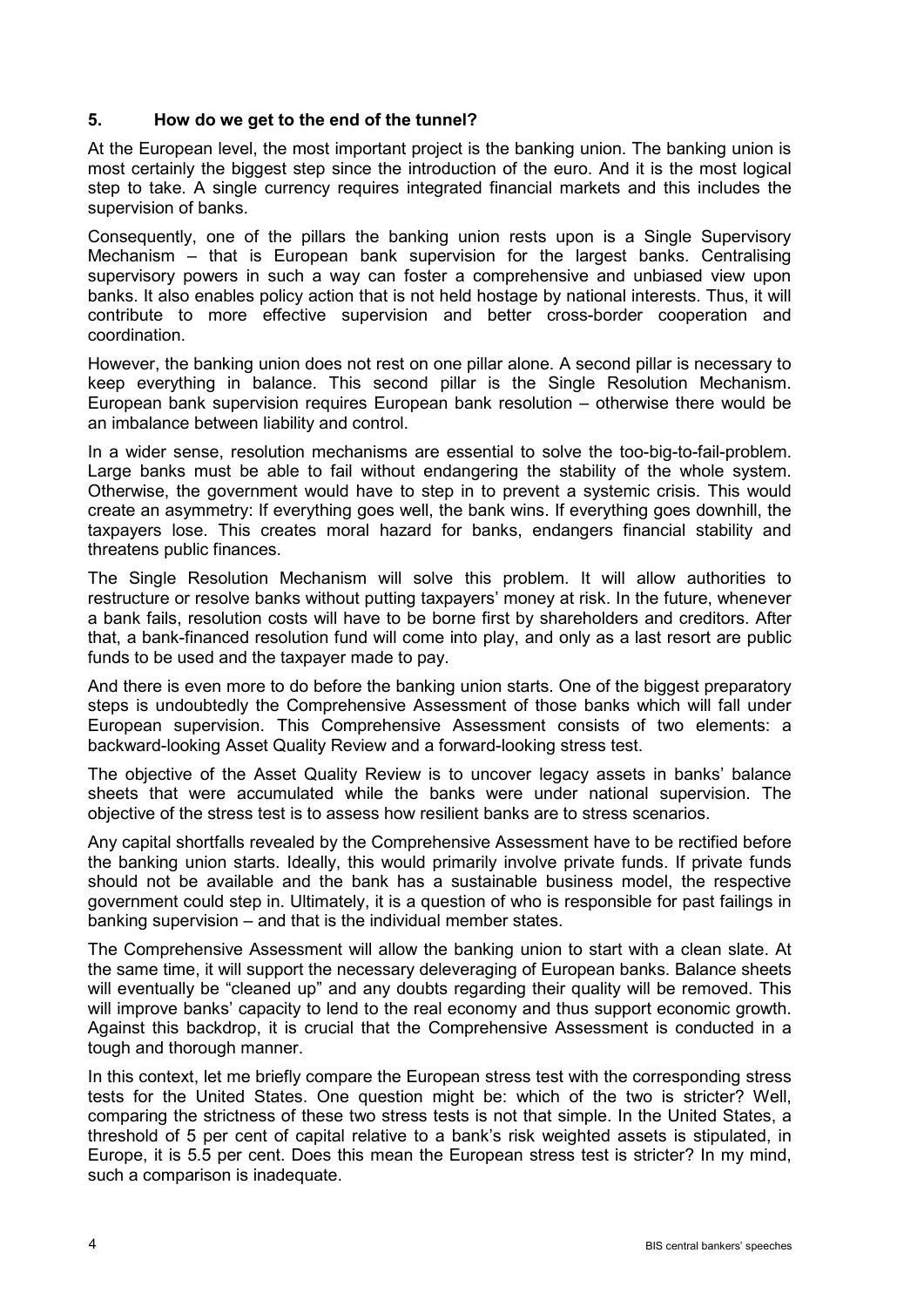## 5. How do we get to the end of the tunnel?

At the European level, the most important project is the banking union. The banking union is most certainly the biggest step since the introduction of the euro. And it is the most logical step to take. A single currency requires integrated financial markets and this includes the supervision of banks.

Consequently, one of the pillars the banking union rests upon is a Single Supervisory Mechanism – that is European bank supervision for the largest banks. Centralising supervisory powers in such a way can foster a comprehensive and unbiased view upon banks. It also enables policy action that is not held hostage by national interests. Thus, it will contribute to more effective supervision and better cross-border cooperation and coordination.

However, the banking union does not rest on one pillar alone. A second pillar is necessary to keep everything in balance. This second pillar is the Single Resolution Mechanism. European bank supervision requires European bank resolution – otherwise there would be an imbalance between liability and control.

In a wider sense, resolution mechanisms are essential to solve the too-big-to-fail-problem. Large banks must be able to fail without endangering the stability of the whole system. Otherwise, the government would have to step in to prevent a systemic crisis. This would create an asymmetry: If everything goes well, the bank wins. If everything goes downhill, the taxpayers lose. This creates moral hazard for banks, endangers financial stability and threatens public finances.

The Single Resolution Mechanism will solve this problem. It will allow authorities to restructure or resolve banks without putting taxpayers' money at risk. In the future, whenever a bank fails, resolution costs will have to be borne first by shareholders and creditors. After that, a bank-financed resolution fund will come into play, and only as a last resort are public funds to be used and the taxpayer made to pay.

And there is even more to do before the banking union starts. One of the biggest preparatory steps is undoubtedly the Comprehensive Assessment of those banks which will fall under European supervision. This Comprehensive Assessment consists of two elements: a backward-looking Asset Quality Review and a forward-looking stress test.

The objective of the Asset Quality Review is to uncover legacy assets in banks' balance sheets that were accumulated while the banks were under national supervision. The objective of the stress test is to assess how resilient banks are to stress scenarios.

Any capital shortfalls revealed by the Comprehensive Assessment have to be rectified before the banking union starts. Ideally, this would primarily involve private funds. If private funds should not be available and the bank has a sustainable business model, the respective government could step in. Ultimately, it is a question of who is responsible for past failings in banking supervision – and that is the individual member states.

The Comprehensive Assessment will allow the banking union to start with a clean slate. At the same time, it will support the necessary deleveraging of European banks. Balance sheets will eventually be "cleaned up" and any doubts regarding their quality will be removed. This will improve banks' capacity to lend to the real economy and thus support economic growth. Against this backdrop, it is crucial that the Comprehensive Assessment is conducted in a tough and thorough manner.

In this context, let me briefly compare the European stress test with the corresponding stress tests for the United States. One question might be: which of the two is stricter? Well, comparing the strictness of these two stress tests is not that simple. In the United States, a threshold of 5 per cent of capital relative to a bank's risk weighted assets is stipulated, in Europe, it is 5.5 per cent. Does this mean the European stress test is stricter? In my mind, such a comparison is inadequate.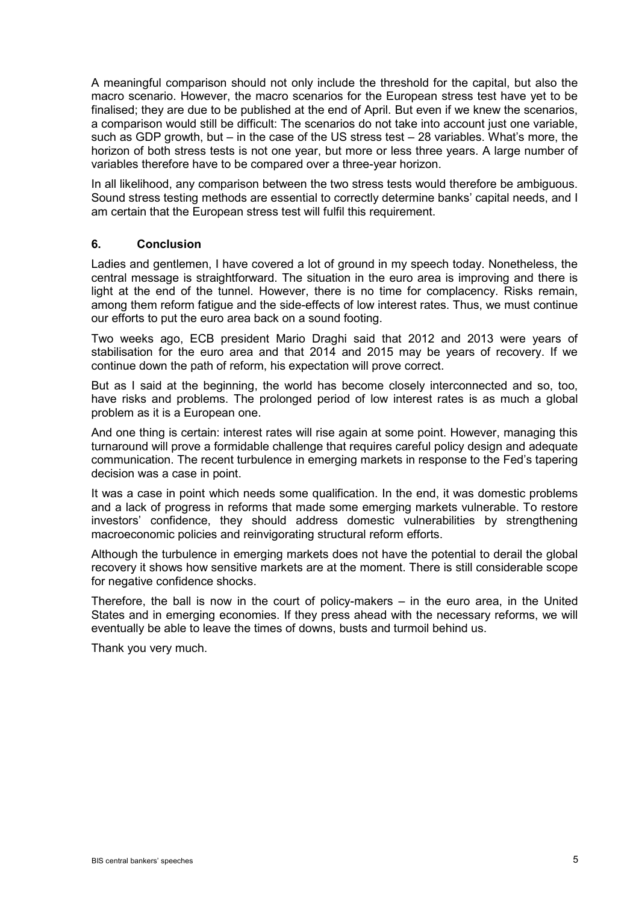A meaningful comparison should not only include the threshold for the capital, but also the macro scenario. However, the macro scenarios for the European stress test have yet to be finalised; they are due to be published at the end of April. But even if we knew the scenarios, a comparison would still be difficult: The scenarios do not take into account just one variable, such as GDP growth, but – in the case of the US stress test – 28 variables. What's more, the horizon of both stress tests is not one year, but more or less three years. A large number of variables therefore have to be compared over a three-year horizon.

In all likelihood, any comparison between the two stress tests would therefore be ambiguous. Sound stress testing methods are essential to correctly determine banks' capital needs, and I am certain that the European stress test will fulfil this requirement.

## 6. Conclusion

Ladies and gentlemen, I have covered a lot of ground in my speech today. Nonetheless, the central message is straightforward. The situation in the euro area is improving and there is light at the end of the tunnel. However, there is no time for complacency. Risks remain, among them reform fatigue and the side-effects of low interest rates. Thus, we must continue our efforts to put the euro area back on a sound footing.

Two weeks ago, ECB president Mario Draghi said that 2012 and 2013 were years of stabilisation for the euro area and that 2014 and 2015 may be years of recovery. If we continue down the path of reform, his expectation will prove correct.

But as I said at the beginning, the world has become closely interconnected and so, too, have risks and problems. The prolonged period of low interest rates is as much a global problem as it is a European one.

And one thing is certain: interest rates will rise again at some point. However, managing this turnaround will prove a formidable challenge that requires careful policy design and adequate communication. The recent turbulence in emerging markets in response to the Fed's tapering decision was a case in point.

It was a case in point which needs some qualification. In the end, it was domestic problems and a lack of progress in reforms that made some emerging markets vulnerable. To restore investors' confidence, they should address domestic vulnerabilities by strengthening macroeconomic policies and reinvigorating structural reform efforts.

Although the turbulence in emerging markets does not have the potential to derail the global recovery it shows how sensitive markets are at the moment. There is still considerable scope for negative confidence shocks.

Therefore, the ball is now in the court of policy-makers – in the euro area, in the United States and in emerging economies. If they press ahead with the necessary reforms, we will eventually be able to leave the times of downs, busts and turmoil behind us.

Thank you very much.